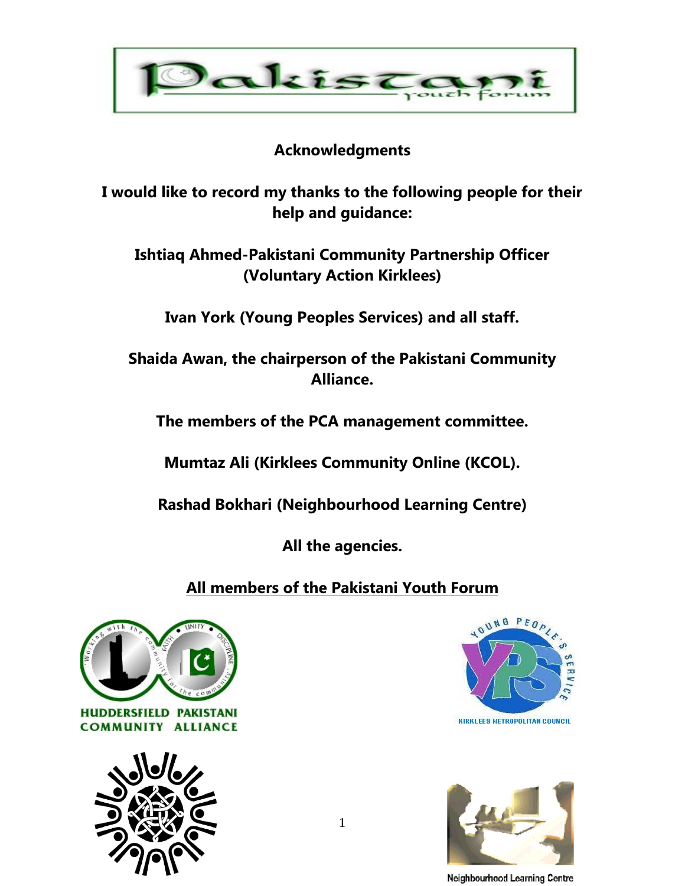Pakistani Youth Forum

## Acknowledgments

**I would like to record my thanks to the following people for their help and guidance:**

**Ishtiaq Ahmed-Pakistani Community Partnership Officer (Voluntary Action Kirklees)**

**Ivan York (Young Peoples Services) and all staff.**

**Shaida Awan, the chairperson of the Pakistani Community Alliance.**

**The members of the PCA management committee.**

**Mumtaz Ali (Kirklees Community Online (KCOL).**

**Rashad Bokhari (Neighbourhood Learning Centre)**

**All the agencies.**

**All members of the Pakistani Youth Forum**

HUDDERSFIELD PAKISTANI COMMUNITY ALLIANCE

YOUNG PEOPLE'S SERVICE
KIRKLEES METROPOLITAN COUNCIL

Neighbourhood Learning Centre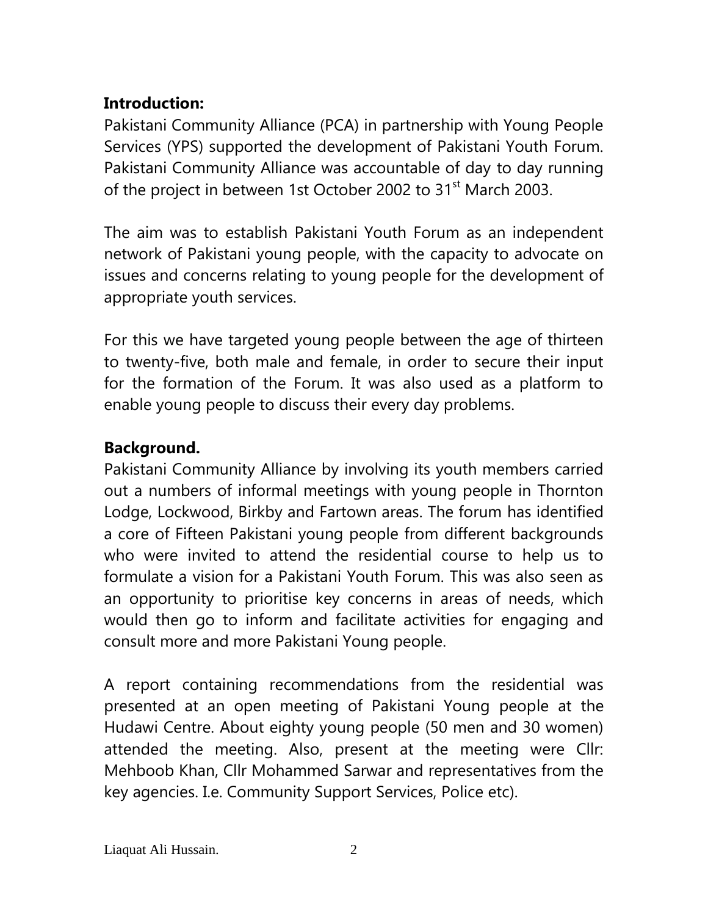**Introduction:**

Pakistani Community Alliance (PCA) in partnership with Young People Services (YPS) supported the development of Pakistani Youth Forum. Pakistani Community Alliance was accountable of day to day running of the project in between 1st October 2002 to 31st March 2003.

The aim was to establish Pakistani Youth Forum as an independent network of Pakistani young people, with the capacity to advocate on issues and concerns relating to young people for the development of appropriate youth services.

For this we have targeted young people between the age of thirteen to twenty-five, both male and female, in order to secure their input for the formation of the Forum. It was also used as a platform to enable young people to discuss their every day problems.

**Background.**

Pakistani Community Alliance by involving its youth members carried out a numbers of informal meetings with young people in Thornton Lodge, Lockwood, Birkby and Fartown areas. The forum has identified a core of Fifteen Pakistani young people from different backgrounds who were invited to attend the residential course to help us to formulate a vision for a Pakistani Youth Forum. This was also seen as an opportunity to prioritise key concerns in areas of needs, which would then go to inform and facilitate activities for engaging and consult more and more Pakistani Young people.

A report containing recommendations from the residential was presented at an open meeting of Pakistani Young people at the Hudawi Centre. About eighty young people (50 men and 30 women) attended the meeting. Also, present at the meeting were Cllr: Mehboob Khan, Cllr Mohammed Sarwar and representatives from the key agencies. I.e. Community Support Services, Police etc).

Liaquat Ali Hussain.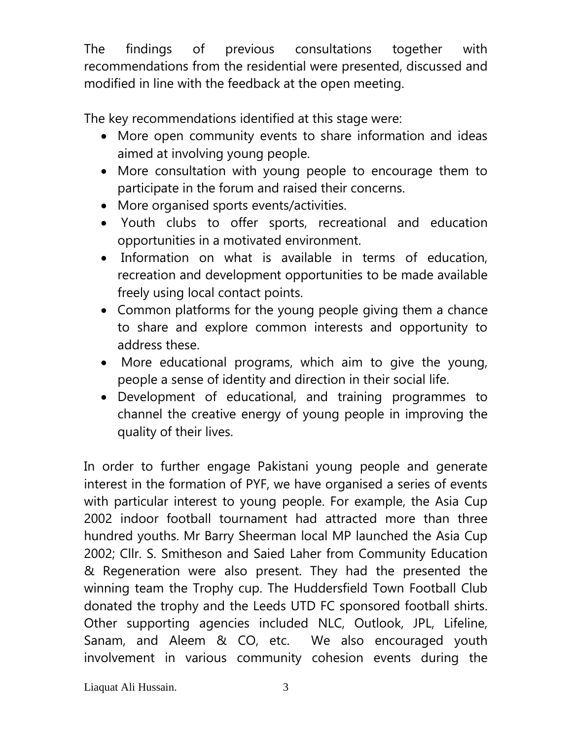The findings of previous consultations together with recommendations from the residential were presented, discussed and modified in line with the feedback at the open meeting.

The key recommendations identified at this stage were:

- More open community events to share information and ideas aimed at involving young people.
- More consultation with young people to encourage them to participate in the forum and raised their concerns.
- More organised sports events/activities.
- Youth clubs to offer sports, recreational and education opportunities in a motivated environment.
- Information on what is available in terms of education, recreation and development opportunities to be made available freely using local contact points.
- Common platforms for the young people giving them a chance to share and explore common interests and opportunity to address these.
- More educational programs, which aim to give the young, people a sense of identity and direction in their social life.
- Development of educational, and training programmes to channel the creative energy of young people in improving the quality of their lives.

In order to further engage Pakistani young people and generate interest in the formation of PYF, we have organised a series of events with particular interest to young people. For example, the Asia Cup 2002 indoor football tournament had attracted more than three hundred youths. Mr Barry Sheerman local MP launched the Asia Cup 2002; Cllr. S. Smitheson and Saied Laher from Community Education & Regeneration were also present. They had the presented the winning team the Trophy cup. The Huddersfield Town Football Club donated the trophy and the Leeds UTD FC sponsored football shirts. Other supporting agencies included NLC, Outlook, JPL, Lifeline, Sanam, and Aleem & CO, etc. We also encouraged youth involvement in various community cohesion events during the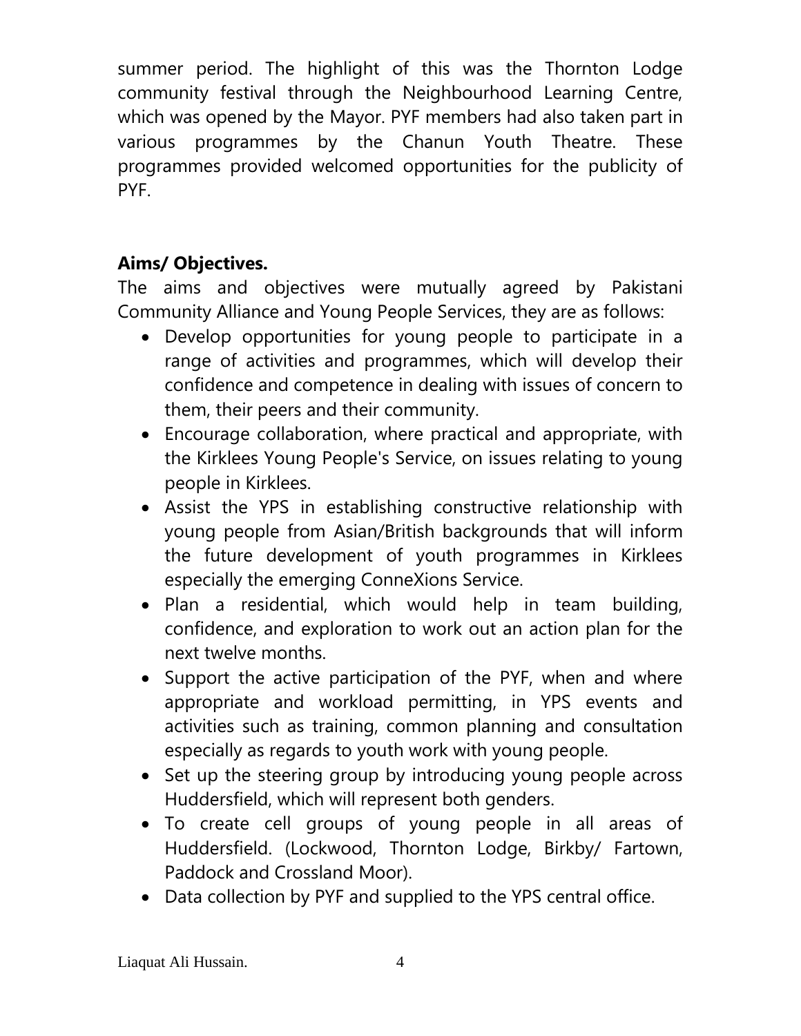summer period. The highlight of this was the Thornton Lodge community festival through the Neighbourhood Learning Centre, which was opened by the Mayor. PYF members had also taken part in various programmes by the Chanun Youth Theatre. These programmes provided welcomed opportunities for the publicity of PYF.

**Aims/ Objectives.**

The aims and objectives were mutually agreed by Pakistani Community Alliance and Young People Services, they are as follows:

- Develop opportunities for young people to participate in a range of activities and programmes, which will develop their confidence and competence in dealing with issues of concern to them, their peers and their community.
- Encourage collaboration, where practical and appropriate, with the Kirklees Young People's Service, on issues relating to young people in Kirklees.
- Assist the YPS in establishing constructive relationship with young people from Asian/British backgrounds that will inform the future development of youth programmes in Kirklees especially the emerging ConneXions Service.
- Plan a residential, which would help in team building, confidence, and exploration to work out an action plan for the next twelve months.
- Support the active participation of the PYF, when and where appropriate and workload permitting, in YPS events and activities such as training, common planning and consultation especially as regards to youth work with young people.
- Set up the steering group by introducing young people across Huddersfield, which will represent both genders.
- To create cell groups of young people in all areas of Huddersfield. (Lockwood, Thornton Lodge, Birkby/ Fartown, Paddock and Crossland Moor).
- Data collection by PYF and supplied to the YPS central office.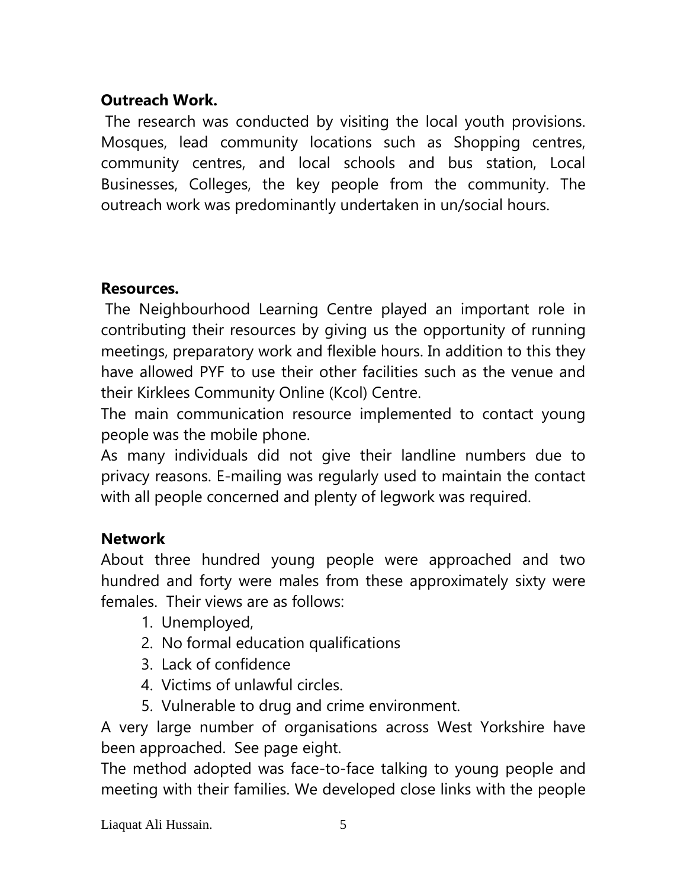**Outreach Work.**

The research was conducted by visiting the local youth provisions. Mosques, lead community locations such as Shopping centres, community centres, and local schools and bus station, Local Businesses, Colleges, the key people from the community. The outreach work was predominantly undertaken in un/social hours.

**Resources.**

The Neighbourhood Learning Centre played an important role in contributing their resources by giving us the opportunity of running meetings, preparatory work and flexible hours. In addition to this they have allowed PYF to use their other facilities such as the venue and their Kirklees Community Online (Kcol) Centre.

The main communication resource implemented to contact young people was the mobile phone.

As many individuals did not give their landline numbers due to privacy reasons. E-mailing was regularly used to maintain the contact with all people concerned and plenty of legwork was required.

**Network**

About three hundred young people were approached and two hundred and forty were males from these approximately sixty were females. Their views are as follows:

1. Unemployed,
2. No formal education qualifications
3. Lack of confidence
4. Victims of unlawful circles.
5. Vulnerable to drug and crime environment.

A very large number of organisations across West Yorkshire have been approached. See page eight.

The method adopted was face-to-face talking to young people and meeting with their families. We developed close links with the people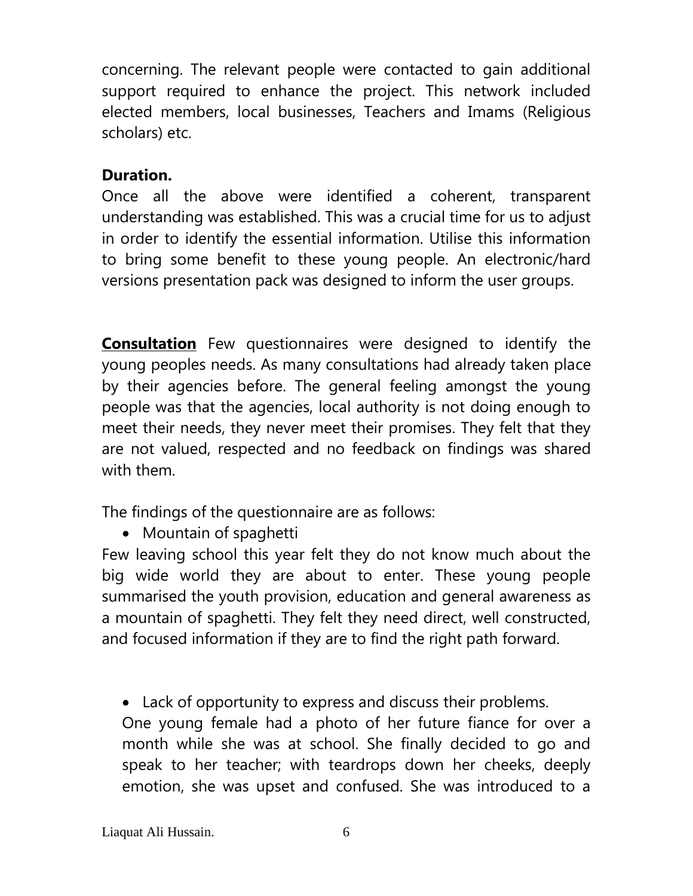concerning. The relevant people were contacted to gain additional support required to enhance the project. This network included elected members, local businesses, Teachers and Imams (Religious scholars) etc.

**Duration.**

Once all the above were identified a coherent, transparent understanding was established. This was a crucial time for us to adjust in order to identify the essential information. Utilise this information to bring some benefit to these young people. An electronic/hard versions presentation pack was designed to inform the user groups.

**<u>Consultation</u>** Few questionnaires were designed to identify the young peoples needs. As many consultations had already taken place by their agencies before. The general feeling amongst the young people was that the agencies, local authority is not doing enough to meet their needs, they never meet their promises. They felt that they are not valued, respected and no feedback on findings was shared with them.

The findings of the questionnaire are as follows:

- Mountain of spaghetti

Few leaving school this year felt they do not know much about the big wide world they are about to enter. These young people summarised the youth provision, education and general awareness as a mountain of spaghetti. They felt they need direct, well constructed, and focused information if they are to find the right path forward.

- Lack of opportunity to express and discuss their problems.

  One young female had a photo of her future fiance for over a month while she was at school. She finally decided to go and speak to her teacher; with teardrops down her cheeks, deeply emotion, she was upset and confused. She was introduced to a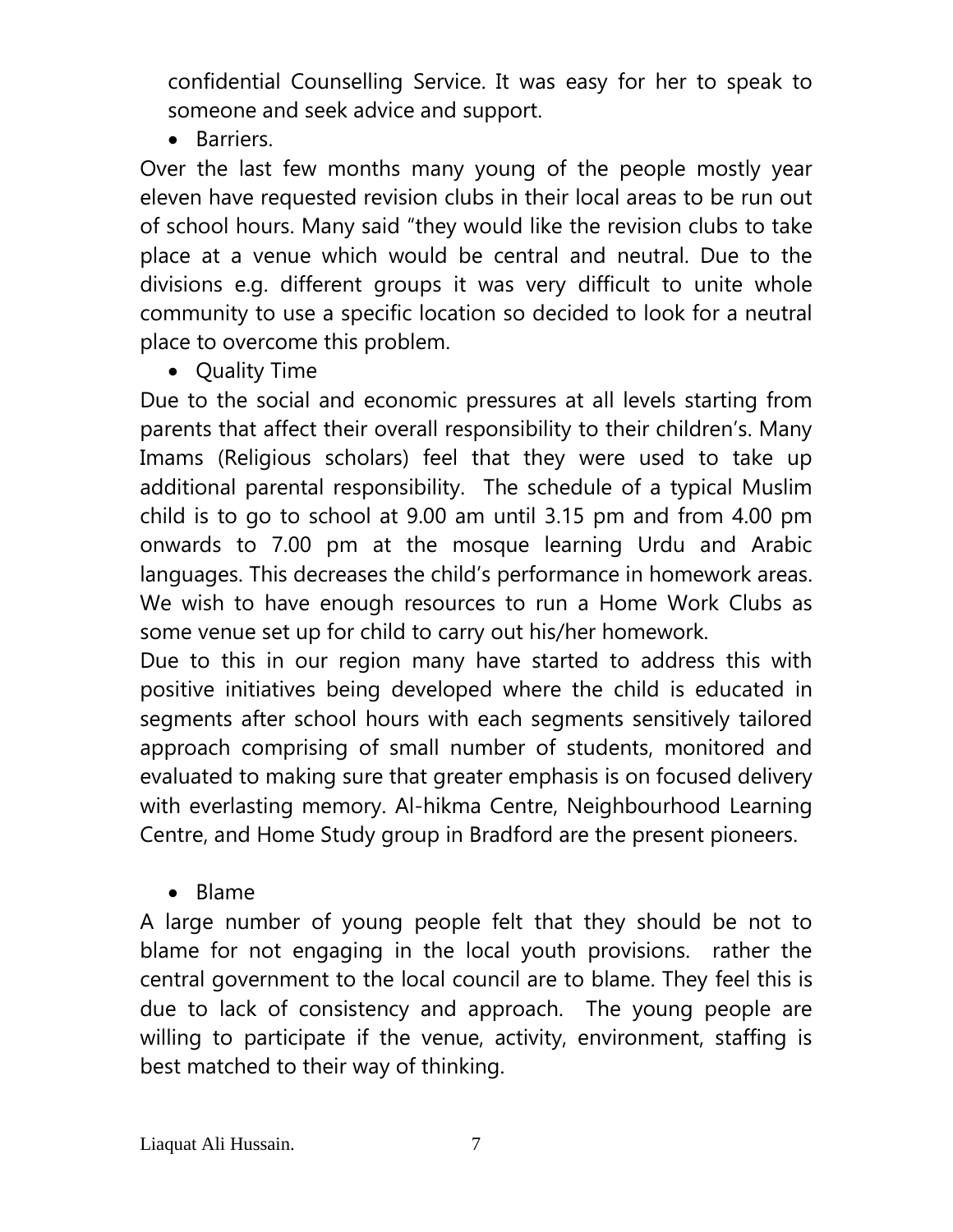confidential Counselling Service. It was easy for her to speak to someone and seek advice and support.

- Barriers.

Over the last few months many young of the people mostly year eleven have requested revision clubs in their local areas to be run out of school hours. Many said "they would like the revision clubs to take place at a venue which would be central and neutral. Due to the divisions e.g. different groups it was very difficult to unite whole community to use a specific location so decided to look for a neutral place to overcome this problem.

- Quality Time

Due to the social and economic pressures at all levels starting from parents that affect their overall responsibility to their children's. Many Imams (Religious scholars) feel that they were used to take up additional parental responsibility. The schedule of a typical Muslim child is to go to school at 9.00 am until 3.15 pm and from 4.00 pm onwards to 7.00 pm at the mosque learning Urdu and Arabic languages. This decreases the child's performance in homework areas. We wish to have enough resources to run a Home Work Clubs as some venue set up for child to carry out his/her homework.

Due to this in our region many have started to address this with positive initiatives being developed where the child is educated in segments after school hours with each segments sensitively tailored approach comprising of small number of students, monitored and evaluated to making sure that greater emphasis is on focused delivery with everlasting memory. Al-hikma Centre, Neighbourhood Learning Centre, and Home Study group in Bradford are the present pioneers.

- Blame

A large number of young people felt that they should be not to blame for not engaging in the local youth provisions. rather the central government to the local council are to blame. They feel this is due to lack of consistency and approach. The young people are willing to participate if the venue, activity, environment, staffing is best matched to their way of thinking.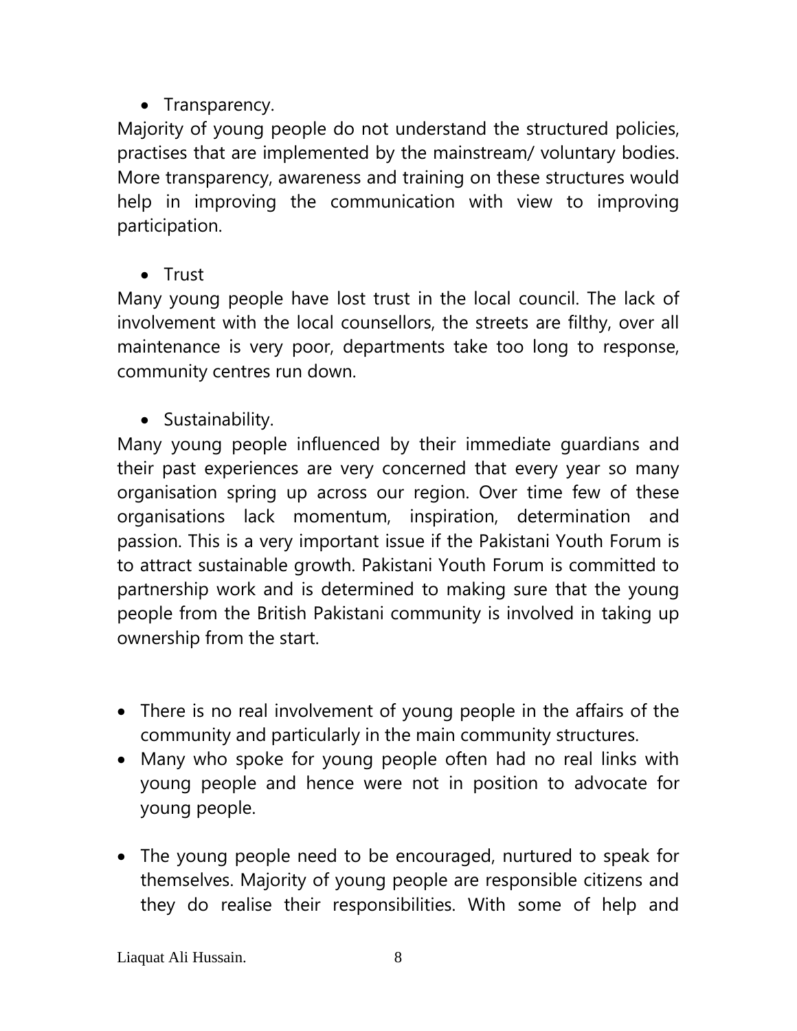- Transparency.

Majority of young people do not understand the structured policies, practises that are implemented by the mainstream/ voluntary bodies. More transparency, awareness and training on these structures would help in improving the communication with view to improving participation.

- Trust

Many young people have lost trust in the local council. The lack of involvement with the local counsellors, the streets are filthy, over all maintenance is very poor, departments take too long to response, community centres run down.

- Sustainability.

Many young people influenced by their immediate guardians and their past experiences are very concerned that every year so many organisation spring up across our region. Over time few of these organisations lack momentum, inspiration, determination and passion. This is a very important issue if the Pakistani Youth Forum is to attract sustainable growth. Pakistani Youth Forum is committed to partnership work and is determined to making sure that the young people from the British Pakistani community is involved in taking up ownership from the start.

- There is no real involvement of young people in the affairs of the community and particularly in the main community structures.
- Many who spoke for young people often had no real links with young people and hence were not in position to advocate for young people.

- The young people need to be encouraged, nurtured to speak for themselves. Majority of young people are responsible citizens and they do realise their responsibilities. With some of help and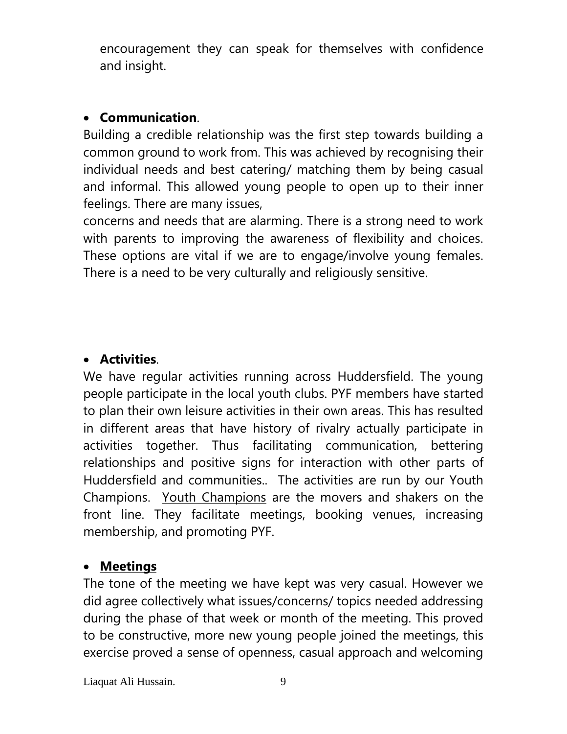encouragement they can speak for themselves with confidence and insight.

- **Communication**.

Building a credible relationship was the first step towards building a common ground to work from. This was achieved by recognising their individual needs and best catering/ matching them by being casual and informal. This allowed young people to open up to their inner feelings. There are many issues,
concerns and needs that are alarming. There is a strong need to work with parents to improving the awareness of flexibility and choices. These options are vital if we are to engage/involve young females. There is a need to be very culturally and religiously sensitive.

- **Activities**.

We have regular activities running across Huddersfield. The young people participate in the local youth clubs. PYF members have started to plan their own leisure activities in their own areas. This has resulted in different areas that have history of rivalry actually participate in activities together. Thus facilitating communication, bettering relationships and positive signs for interaction with other parts of Huddersfield and communities.. The activities are run by our Youth Champions. <u>Youth Champions</u> are the movers and shakers on the front line. They facilitate meetings, booking venues, increasing membership, and promoting PYF.

- **<u>Meetings</u>**

The tone of the meeting we have kept was very casual. However we did agree collectively what issues/concerns/ topics needed addressing during the phase of that week or month of the meeting. This proved to be constructive, more new young people joined the meetings, this exercise proved a sense of openness, casual approach and welcoming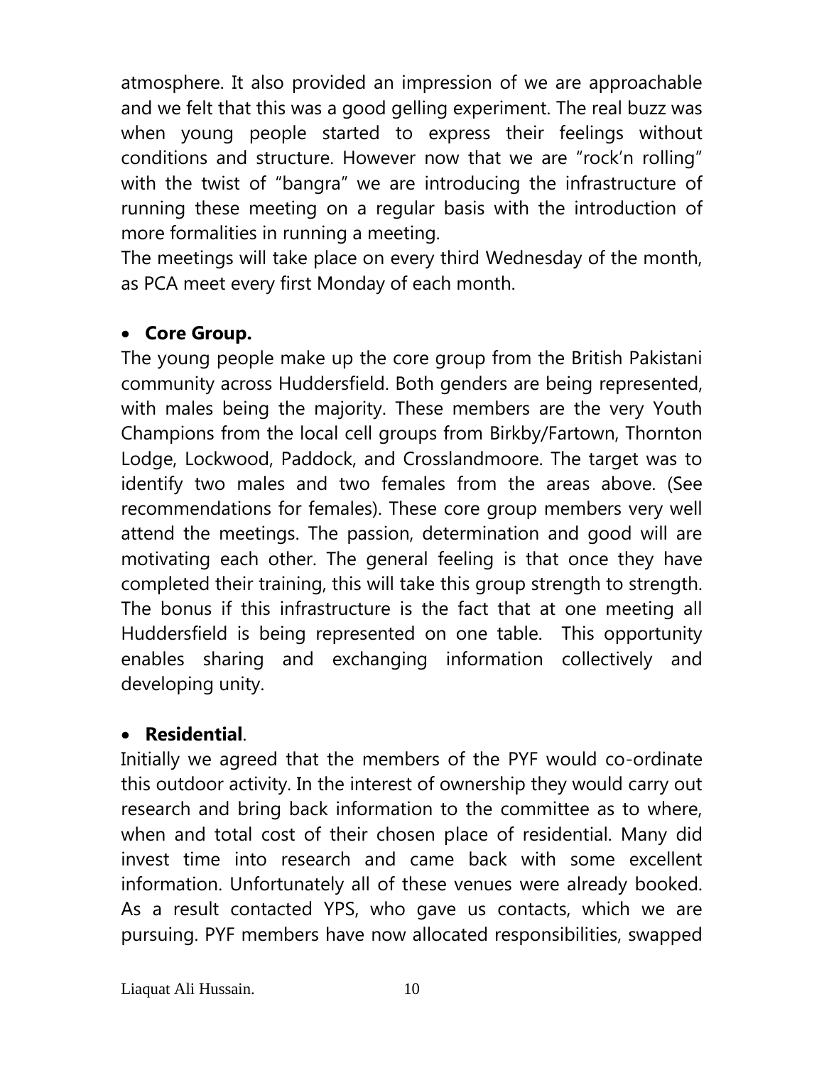atmosphere. It also provided an impression of we are approachable and we felt that this was a good gelling experiment. The real buzz was when young people started to express their feelings without conditions and structure. However now that we are "rock'n rolling" with the twist of "bangra" we are introducing the infrastructure of running these meeting on a regular basis with the introduction of more formalities in running a meeting.
The meetings will take place on every third Wednesday of the month, as PCA meet every first Monday of each month.

- **Core Group.**

The young people make up the core group from the British Pakistani community across Huddersfield. Both genders are being represented, with males being the majority. These members are the very Youth Champions from the local cell groups from Birkby/Fartown, Thornton Lodge, Lockwood, Paddock, and Crosslandmoore. The target was to identify two males and two females from the areas above. (See recommendations for females). These core group members very well attend the meetings. The passion, determination and good will are motivating each other. The general feeling is that once they have completed their training, this will take this group strength to strength. The bonus if this infrastructure is the fact that at one meeting all Huddersfield is being represented on one table. This opportunity enables sharing and exchanging information collectively and developing unity.

- **Residential**.

Initially we agreed that the members of the PYF would co-ordinate this outdoor activity. In the interest of ownership they would carry out research and bring back information to the committee as to where, when and total cost of their chosen place of residential. Many did invest time into research and came back with some excellent information. Unfortunately all of these venues were already booked. As a result contacted YPS, who gave us contacts, which we are pursuing. PYF members have now allocated responsibilities, swapped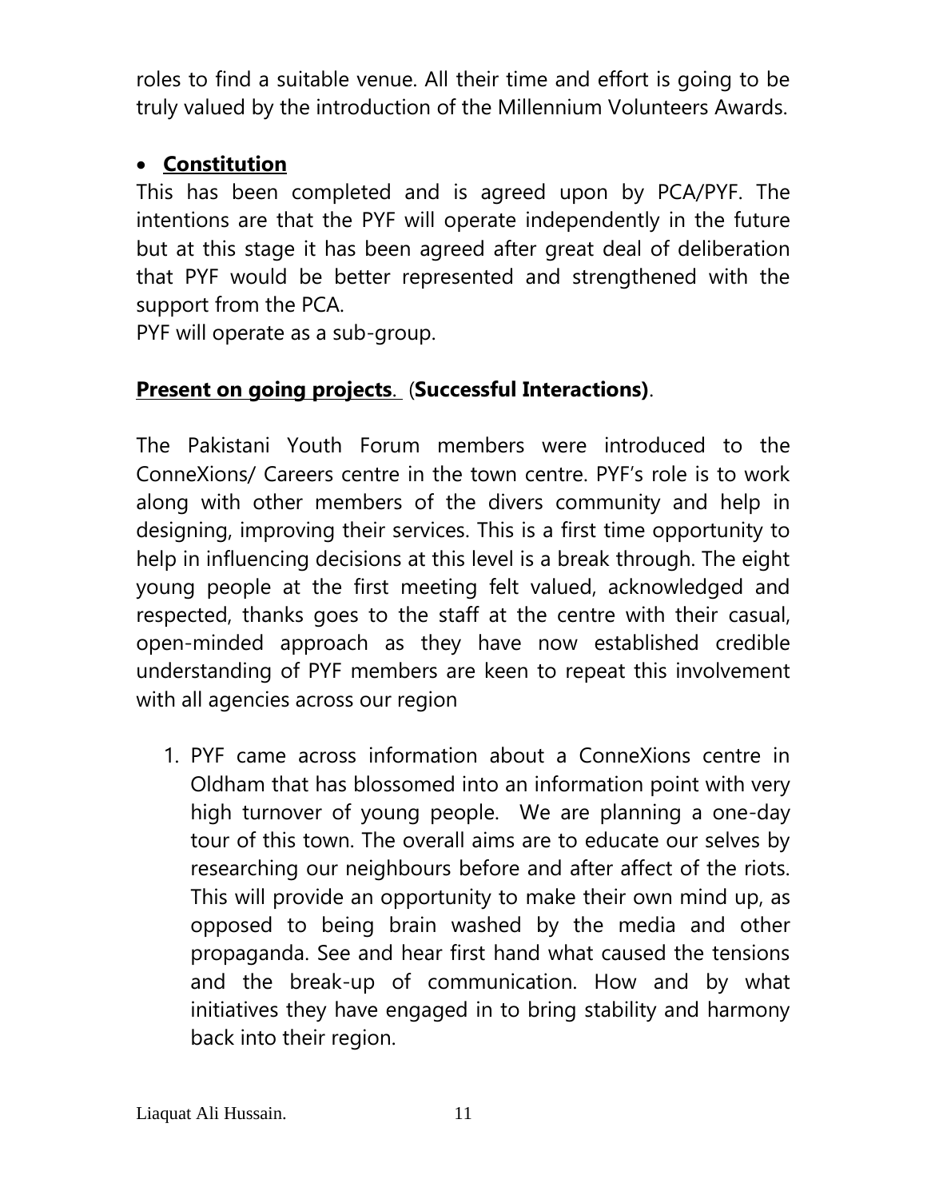roles to find a suitable venue. All their time and effort is going to be truly valued by the introduction of the Millennium Volunteers Awards.

- **Constitution**

This has been completed and is agreed upon by PCA/PYF. The intentions are that the PYF will operate independently in the future but at this stage it has been agreed after great deal of deliberation that PYF would be better represented and strengthened with the support from the PCA.
PYF will operate as a sub-group.

**Present on going projects**. (**Successful Interactions)**.

The Pakistani Youth Forum members were introduced to the ConneXions/ Careers centre in the town centre. PYF's role is to work along with other members of the divers community and help in designing, improving their services. This is a first time opportunity to help in influencing decisions at this level is a break through. The eight young people at the first meeting felt valued, acknowledged and respected, thanks goes to the staff at the centre with their casual, open-minded approach as they have now established credible understanding of PYF members are keen to repeat this involvement with all agencies across our region

1. PYF came across information about a ConneXions centre in Oldham that has blossomed into an information point with very high turnover of young people. We are planning a one-day tour of this town. The overall aims are to educate our selves by researching our neighbours before and after affect of the riots. This will provide an opportunity to make their own mind up, as opposed to being brain washed by the media and other propaganda. See and hear first hand what caused the tensions and the break-up of communication. How and by what initiatives they have engaged in to bring stability and harmony back into their region.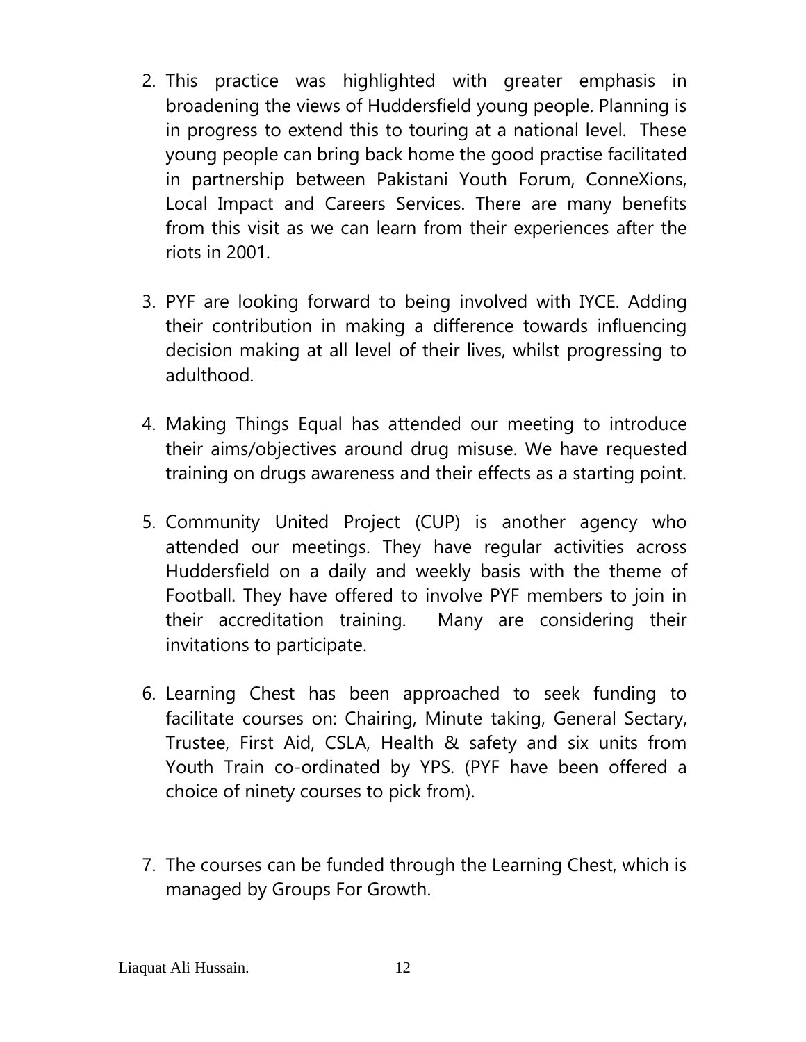2. This practice was highlighted with greater emphasis in broadening the views of Huddersfield young people. Planning is in progress to extend this to touring at a national level. These young people can bring back home the good practise facilitated in partnership between Pakistani Youth Forum, ConneXions, Local Impact and Careers Services. There are many benefits from this visit as we can learn from their experiences after the riots in 2001.

3. PYF are looking forward to being involved with IYCE. Adding their contribution in making a difference towards influencing decision making at all level of their lives, whilst progressing to adulthood.

4. Making Things Equal has attended our meeting to introduce their aims/objectives around drug misuse. We have requested training on drugs awareness and their effects as a starting point.

5. Community United Project (CUP) is another agency who attended our meetings. They have regular activities across Huddersfield on a daily and weekly basis with the theme of Football. They have offered to involve PYF members to join in their accreditation training. Many are considering their invitations to participate.

6. Learning Chest has been approached to seek funding to facilitate courses on: Chairing, Minute taking, General Sectary, Trustee, First Aid, CSLA, Health & safety and six units from Youth Train co-ordinated by YPS. (PYF have been offered a choice of ninety courses to pick from).

7. The courses can be funded through the Learning Chest, which is managed by Groups For Growth.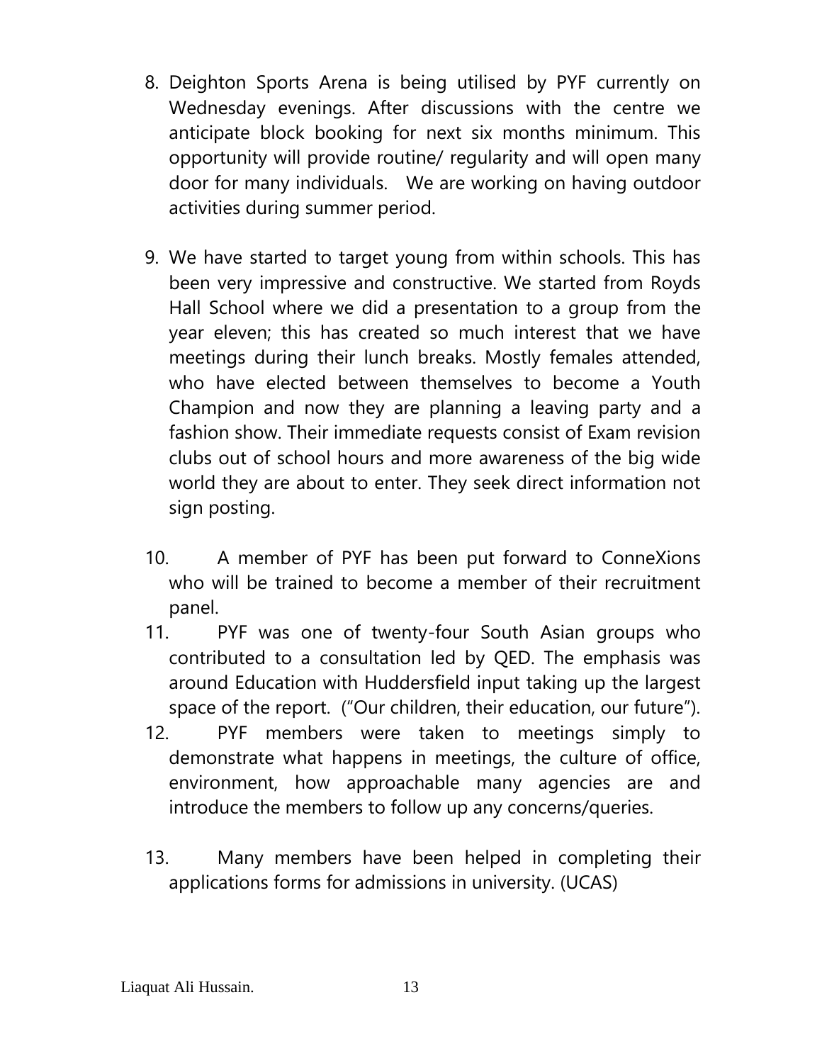8. Deighton Sports Arena is being utilised by PYF currently on Wednesday evenings. After discussions with the centre we anticipate block booking for next six months minimum. This opportunity will provide routine/ regularity and will open many door for many individuals. We are working on having outdoor activities during summer period.

9. We have started to target young from within schools. This has been very impressive and constructive. We started from Royds Hall School where we did a presentation to a group from the year eleven; this has created so much interest that we have meetings during their lunch breaks. Mostly females attended, who have elected between themselves to become a Youth Champion and now they are planning a leaving party and a fashion show. Their immediate requests consist of Exam revision clubs out of school hours and more awareness of the big wide world they are about to enter. They seek direct information not sign posting.

10. A member of PYF has been put forward to ConneXions who will be trained to become a member of their recruitment panel.
11. PYF was one of twenty-four South Asian groups who contributed to a consultation led by QED. The emphasis was around Education with Huddersfield input taking up the largest space of the report. ("Our children, their education, our future").
12. PYF members were taken to meetings simply to demonstrate what happens in meetings, the culture of office, environment, how approachable many agencies are and introduce the members to follow up any concerns/queries.

13. Many members have been helped in completing their applications forms for admissions in university. (UCAS)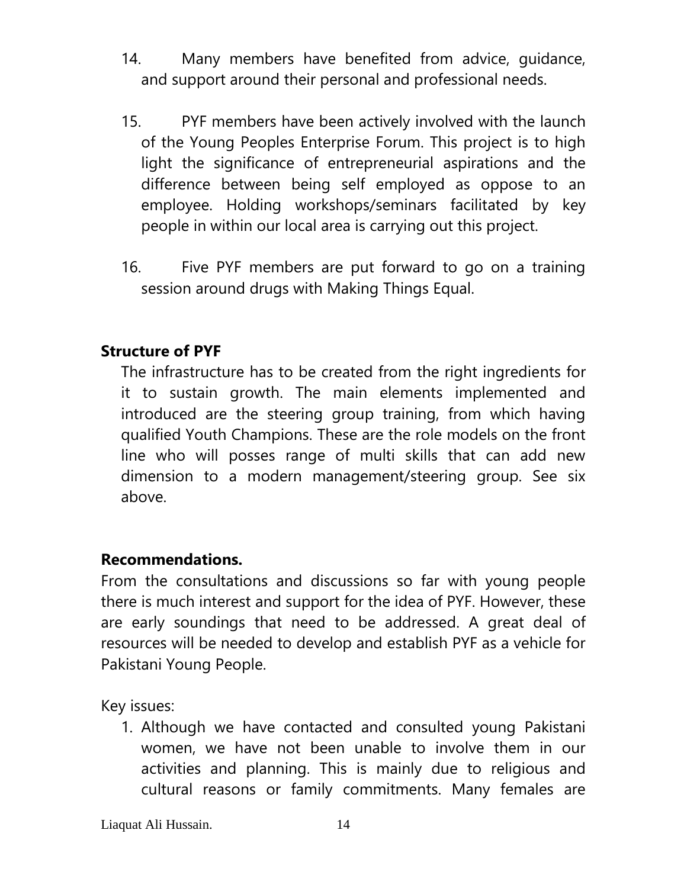14. Many members have benefited from advice, guidance, and support around their personal and professional needs.

15. PYF members have been actively involved with the launch of the Young Peoples Enterprise Forum. This project is to high light the significance of entrepreneurial aspirations and the difference between being self employed as oppose to an employee. Holding workshops/seminars facilitated by key people in within our local area is carrying out this project.

16. Five PYF members are put forward to go on a training session around drugs with Making Things Equal.

**Structure of PYF**

The infrastructure has to be created from the right ingredients for it to sustain growth. The main elements implemented and introduced are the steering group training, from which having qualified Youth Champions. These are the role models on the front line who will posses range of multi skills that can add new dimension to a modern management/steering group. See six above.

**Recommendations.**

From the consultations and discussions so far with young people there is much interest and support for the idea of PYF. However, these are early soundings that need to be addressed. A great deal of resources will be needed to develop and establish PYF as a vehicle for Pakistani Young People.

Key issues:

1. Although we have contacted and consulted young Pakistani women, we have not been unable to involve them in our activities and planning. This is mainly due to religious and cultural reasons or family commitments. Many females are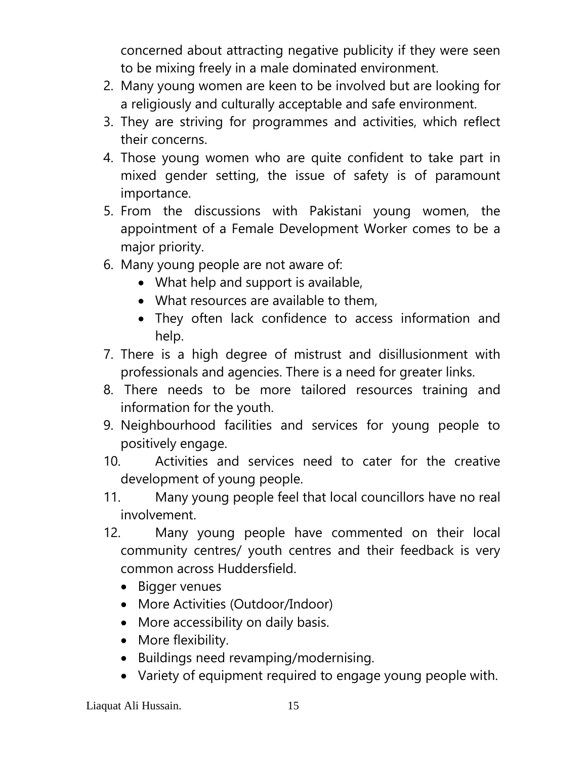concerned about attracting negative publicity if they were seen to be mixing freely in a male dominated environment.

2. Many young women are keen to be involved but are looking for a religiously and culturally acceptable and safe environment.
3. They are striving for programmes and activities, which reflect their concerns.
4. Those young women who are quite confident to take part in mixed gender setting, the issue of safety is of paramount importance.
5. From the discussions with Pakistani young women, the appointment of a Female Development Worker comes to be a major priority.
6. Many young people are not aware of:
   - What help and support is available,
   - What resources are available to them,
   - They often lack confidence to access information and help.
7. There is a high degree of mistrust and disillusionment with professionals and agencies. There is a need for greater links.
8. There needs to be more tailored resources training and information for the youth.
9. Neighbourhood facilities and services for young people to positively engage.
10. Activities and services need to cater for the creative development of young people.
11. Many young people feel that local councillors have no real involvement.
12. Many young people have commented on their local community centres/ youth centres and their feedback is very common across Huddersfield.
    - Bigger venues
    - More Activities (Outdoor/Indoor)
    - More accessibility on daily basis.
    - More flexibility.
    - Buildings need revamping/modernising.
    - Variety of equipment required to engage young people with.